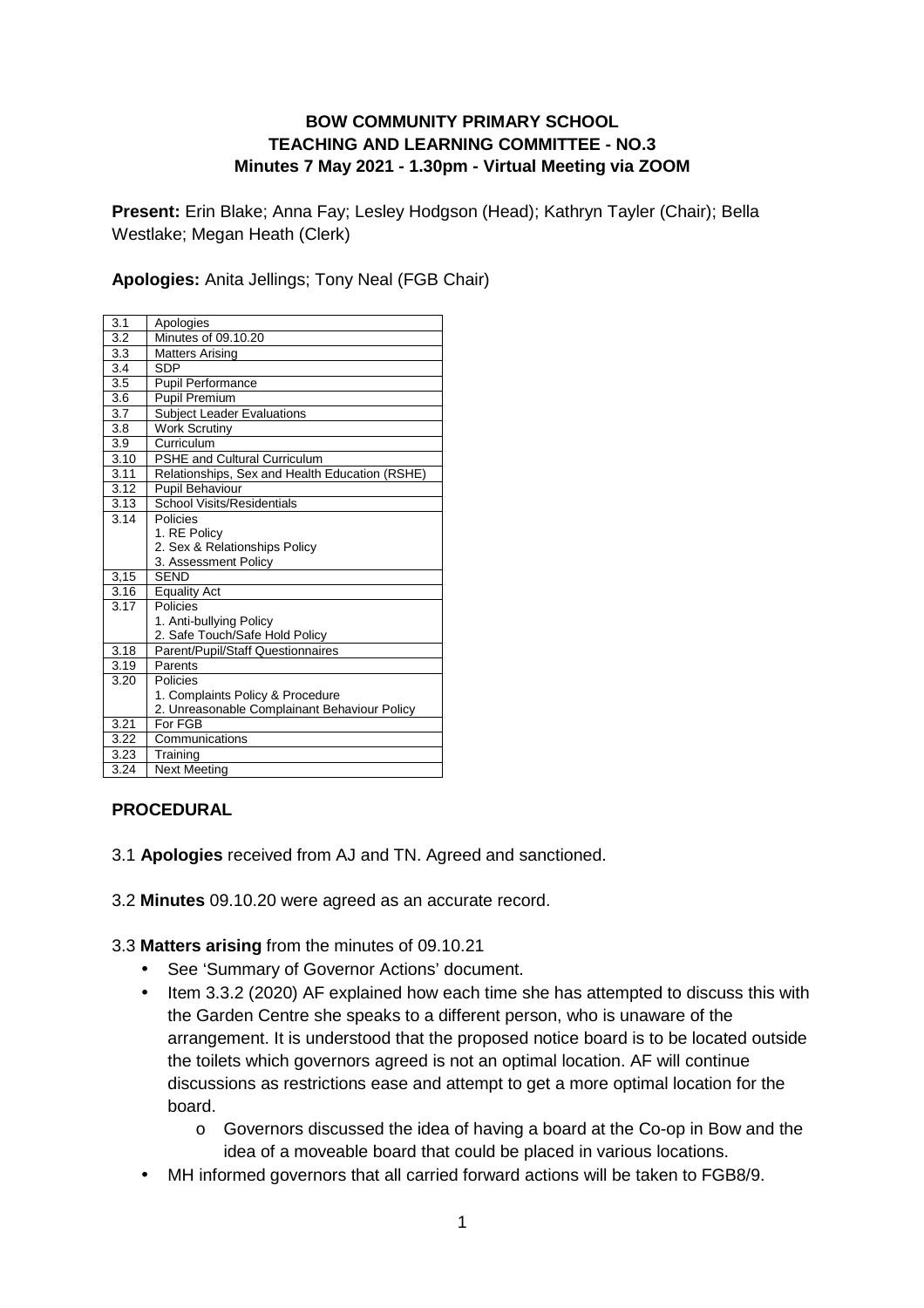**BOW COMMUNITY PRIMARY SCHOOL**
**TEACHING AND LEARNING COMMITTEE - NO.3**
**Minutes 7 May 2021 - 1.30pm - Virtual Meeting via ZOOM**

**Present:** Erin Blake; Anna Fay; Lesley Hodgson (Head); Kathryn Tayler (Chair); Bella Westlake; Megan Heath (Clerk)

**Apologies:** Anita Jellings; Tony Neal (FGB Chair)

| | |
|---|---|
| 3.1 | Apologies |
| 3.2 | Minutes of 09.10.20 |
| 3.3 | Matters Arising |
| 3.4 | SDP |
| 3.5 | Pupil Performance |
| 3.6 | Pupil Premium |
| 3.7 | Subject Leader Evaluations |
| 3.8 | Work Scrutiny |
| 3.9 | Curriculum |
| 3.10 | PSHE and Cultural Curriculum |
| 3.11 | Relationships, Sex and Health Education (RSHE) |
| 3.12 | Pupil Behaviour |
| 3.13 | School Visits/Residentials |
| 3.14 | Policies<br>1. RE Policy<br>2. Sex & Relationships Policy<br>3. Assessment Policy |
| 3,15 | SEND |
| 3.16 | Equality Act |
| 3.17 | Policies<br>1. Anti-bullying Policy<br>2. Safe Touch/Safe Hold Policy |
| 3.18 | Parent/Pupil/Staff Questionnaires |
| 3.19 | Parents |
| 3.20 | Policies<br>1. Complaints Policy & Procedure<br>2. Unreasonable Complainant Behaviour Policy |
| 3.21 | For FGB |
| 3.22 | Communications |
| 3.23 | Training |
| 3.24 | Next Meeting |

**PROCEDURAL**

3.1 **Apologies** received from AJ and TN. Agreed and sanctioned.

3.2 **Minutes** 09.10.20 were agreed as an accurate record.

3.3 **Matters arising** from the minutes of 09.10.21

- See 'Summary of Governor Actions' document.
- Item 3.3.2 (2020) AF explained how each time she has attempted to discuss this with the Garden Centre she speaks to a different person, who is unaware of the arrangement. It is understood that the proposed notice board is to be located outside the toilets which governors agreed is not an optimal location. AF will continue discussions as restrictions ease and attempt to get a more optimal location for the board.
  - Governors discussed the idea of having a board at the Co-op in Bow and the idea of a moveable board that could be placed in various locations.
- MH informed governors that all carried forward actions will be taken to FGB8/9.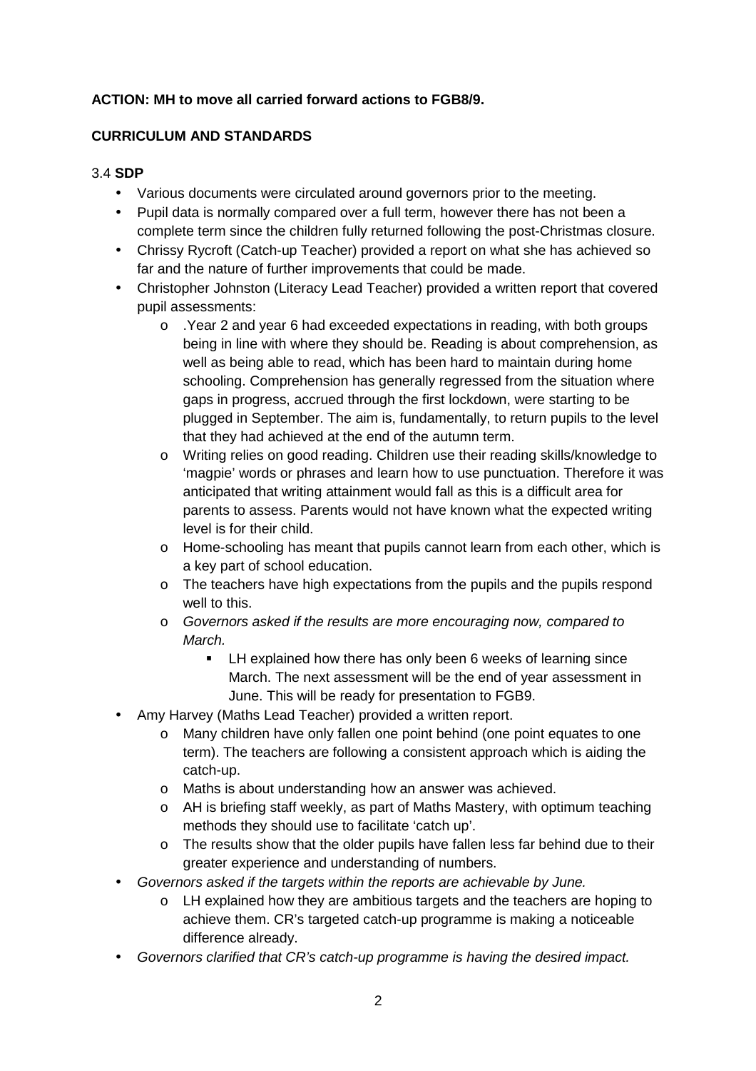**ACTION: MH to move all carried forward actions to FGB8/9.**

**CURRICULUM AND STANDARDS**

3.4 **SDP**

- Various documents were circulated around governors prior to the meeting.
- Pupil data is normally compared over a full term, however there has not been a complete term since the children fully returned following the post-Christmas closure.
- Chrissy Rycroft (Catch-up Teacher) provided a report on what she has achieved so far and the nature of further improvements that could be made.
- Christopher Johnston (Literacy Lead Teacher) provided a written report that covered pupil assessments:
  - .Year 2 and year 6 had exceeded expectations in reading, with both groups being in line with where they should be. Reading is about comprehension, as well as being able to read, which has been hard to maintain during home schooling. Comprehension has generally regressed from the situation where gaps in progress, accrued through the first lockdown, were starting to be plugged in September. The aim is, fundamentally, to return pupils to the level that they had achieved at the end of the autumn term.
  - Writing relies on good reading. Children use their reading skills/knowledge to 'magpie' words or phrases and learn how to use punctuation. Therefore it was anticipated that writing attainment would fall as this is a difficult area for parents to assess. Parents would not have known what the expected writing level is for their child.
  - Home-schooling has meant that pupils cannot learn from each other, which is a key part of school education.
  - The teachers have high expectations from the pupils and the pupils respond well to this.
  - *Governors asked if the results are more encouraging now, compared to March.*
    - LH explained how there has only been 6 weeks of learning since March. The next assessment will be the end of year assessment in June. This will be ready for presentation to FGB9.
- Amy Harvey (Maths Lead Teacher) provided a written report.
  - Many children have only fallen one point behind (one point equates to one term). The teachers are following a consistent approach which is aiding the catch-up.
  - Maths is about understanding how an answer was achieved.
  - AH is briefing staff weekly, as part of Maths Mastery, with optimum teaching methods they should use to facilitate 'catch up'.
  - The results show that the older pupils have fallen less far behind due to their greater experience and understanding of numbers.
- *Governors asked if the targets within the reports are achievable by June.*
  - LH explained how they are ambitious targets and the teachers are hoping to achieve them. CR's targeted catch-up programme is making a noticeable difference already.
- *Governors clarified that CR's catch-up programme is having the desired impact.*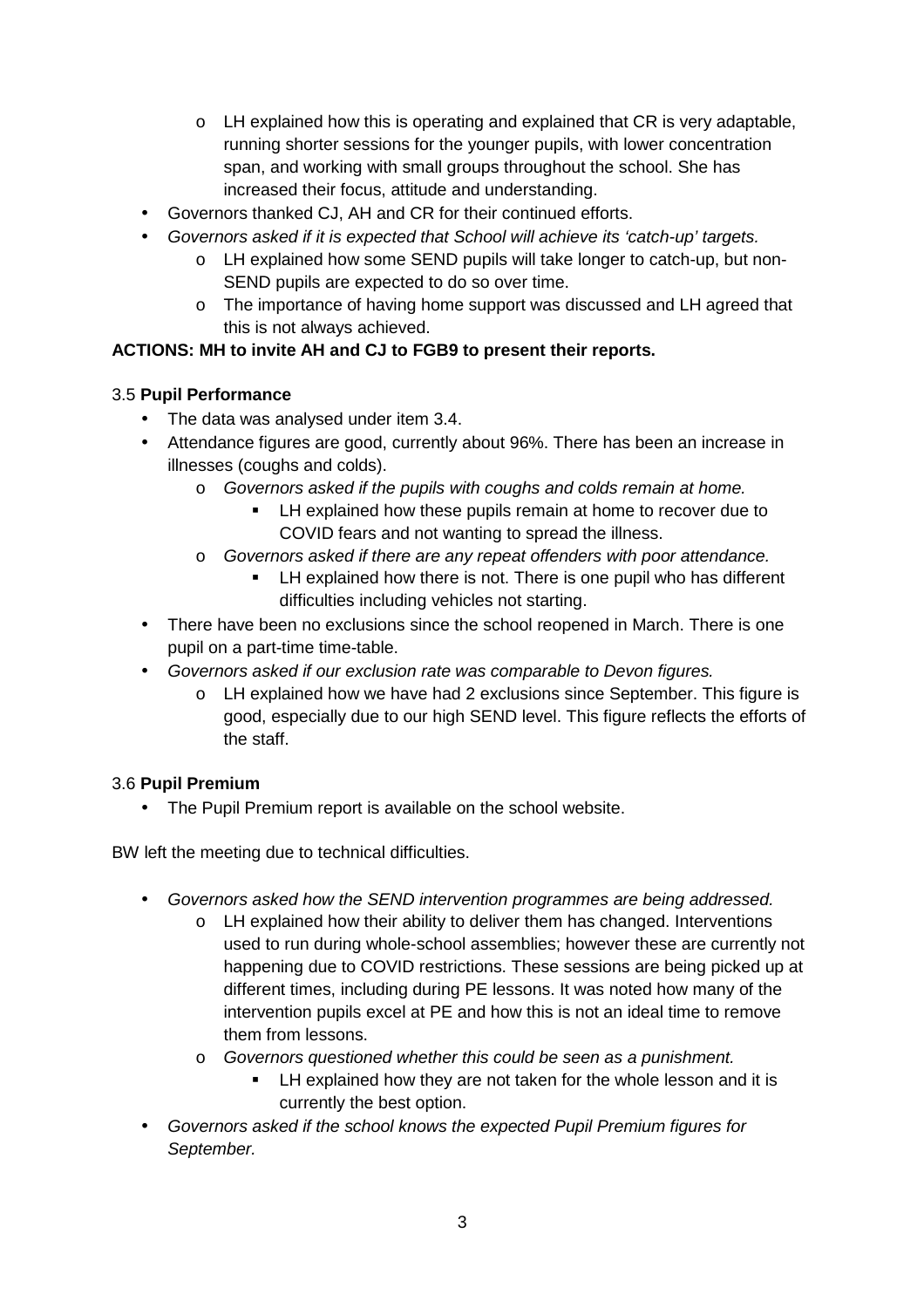- LH explained how this is operating and explained that CR is very adaptable, running shorter sessions for the younger pupils, with lower concentration span, and working with small groups throughout the school. She has increased their focus, attitude and understanding.
- Governors thanked CJ, AH and CR for their continued efforts.
- *Governors asked if it is expected that School will achieve its 'catch-up' targets.*
    - LH explained how some SEND pupils will take longer to catch-up, but non-SEND pupils are expected to do so over time.
    - The importance of having home support was discussed and LH agreed that this is not always achieved.

**ACTIONS: MH to invite AH and CJ to FGB9 to present their reports.**

3.5 **Pupil Performance**

- The data was analysed under item 3.4.
- Attendance figures are good, currently about 96%. There has been an increase in illnesses (coughs and colds).
    - *Governors asked if the pupils with coughs and colds remain at home.*
        - LH explained how these pupils remain at home to recover due to COVID fears and not wanting to spread the illness.
    - *Governors asked if there are any repeat offenders with poor attendance.*
        - LH explained how there is not. There is one pupil who has different difficulties including vehicles not starting.
- There have been no exclusions since the school reopened in March. There is one pupil on a part-time time-table.
- *Governors asked if our exclusion rate was comparable to Devon figures.*
    - LH explained how we have had 2 exclusions since September. This figure is good, especially due to our high SEND level. This figure reflects the efforts of the staff.

3.6 **Pupil Premium**

- The Pupil Premium report is available on the school website.

BW left the meeting due to technical difficulties.

- *Governors asked how the SEND intervention programmes are being addressed.*
    - LH explained how their ability to deliver them has changed. Interventions used to run during whole-school assemblies; however these are currently not happening due to COVID restrictions. These sessions are being picked up at different times, including during PE lessons. It was noted how many of the intervention pupils excel at PE and how this is not an ideal time to remove them from lessons.
    - *Governors questioned whether this could be seen as a punishment.*
        - LH explained how they are not taken for the whole lesson and it is currently the best option.
- *Governors asked if the school knows the expected Pupil Premium figures for September.*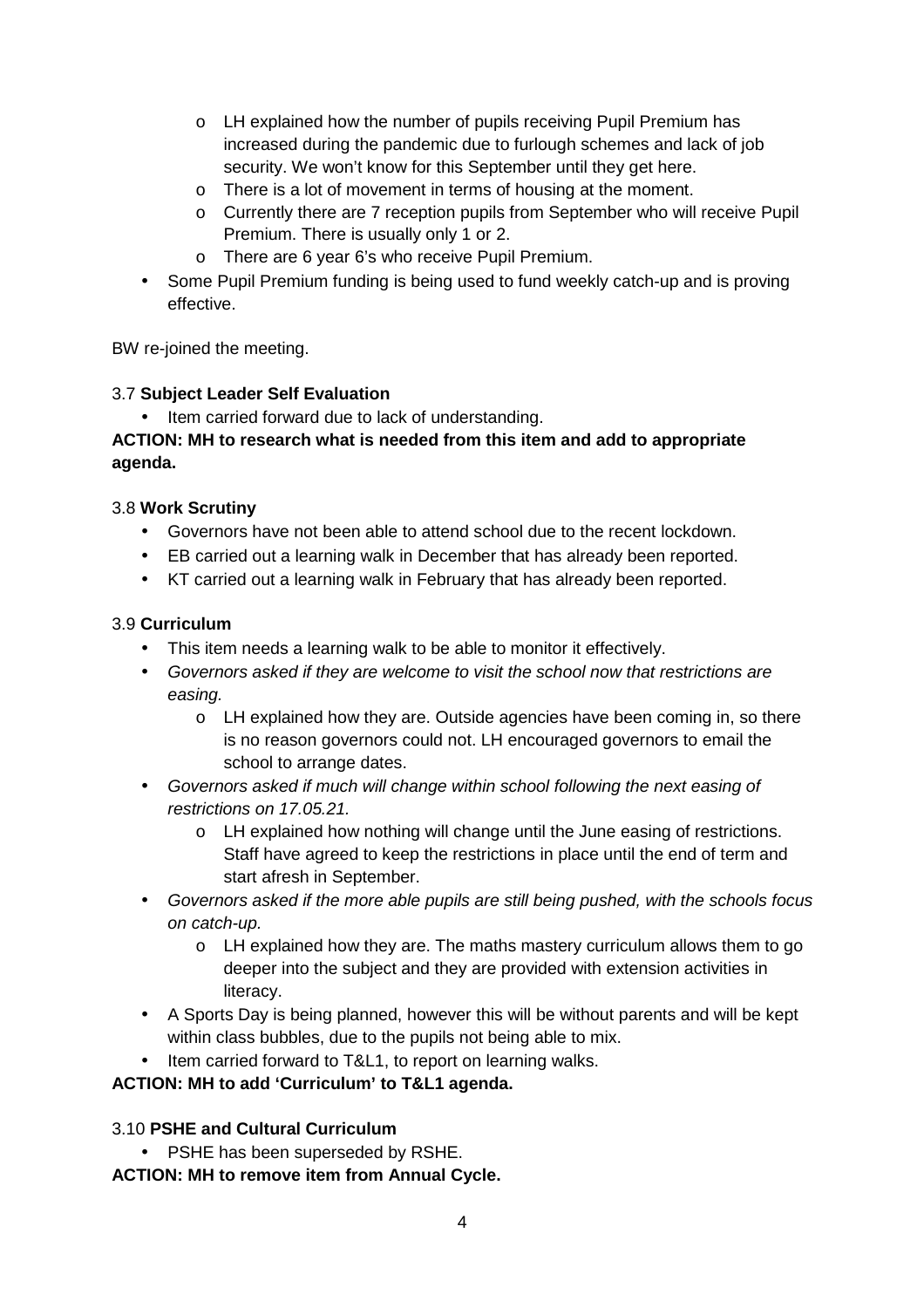- LH explained how the number of pupils receiving Pupil Premium has increased during the pandemic due to furlough schemes and lack of job security. We won't know for this September until they get here.
  - There is a lot of movement in terms of housing at the moment.
  - Currently there are 7 reception pupils from September who will receive Pupil Premium. There is usually only 1 or 2.
  - There are 6 year 6's who receive Pupil Premium.
- Some Pupil Premium funding is being used to fund weekly catch-up and is proving effective.

BW re-joined the meeting.

3.7 **Subject Leader Self Evaluation**

- Item carried forward due to lack of understanding.

**ACTION: MH to research what is needed from this item and add to appropriate agenda.**

3.8 **Work Scrutiny**

- Governors have not been able to attend school due to the recent lockdown.
- EB carried out a learning walk in December that has already been reported.
- KT carried out a learning walk in February that has already been reported.

3.9 **Curriculum**

- This item needs a learning walk to be able to monitor it effectively.
- *Governors asked if they are welcome to visit the school now that restrictions are easing.*
  - LH explained how they are. Outside agencies have been coming in, so there is no reason governors could not. LH encouraged governors to email the school to arrange dates.
- *Governors asked if much will change within school following the next easing of restrictions on 17.05.21.*
  - LH explained how nothing will change until the June easing of restrictions. Staff have agreed to keep the restrictions in place until the end of term and start afresh in September.
- *Governors asked if the more able pupils are still being pushed, with the schools focus on catch-up.*
  - LH explained how they are. The maths mastery curriculum allows them to go deeper into the subject and they are provided with extension activities in literacy.
- A Sports Day is being planned, however this will be without parents and will be kept within class bubbles, due to the pupils not being able to mix.
- Item carried forward to T&L1, to report on learning walks.

**ACTION: MH to add 'Curriculum' to T&L1 agenda.**

3.10 **PSHE and Cultural Curriculum**

- PSHE has been superseded by RSHE.

**ACTION: MH to remove item from Annual Cycle.**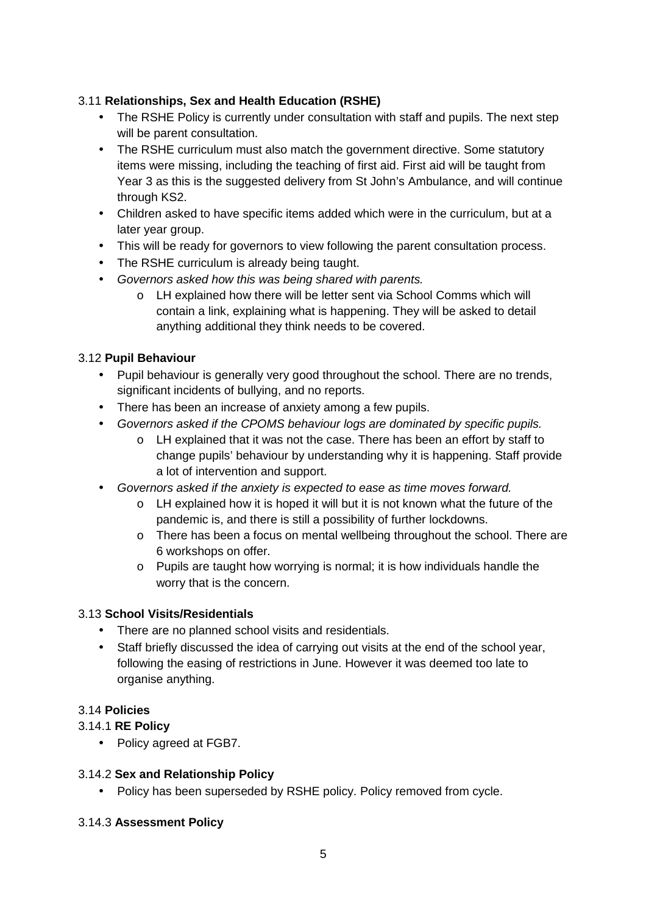3.11 **Relationships, Sex and Health Education (RSHE)**

- The RSHE Policy is currently under consultation with staff and pupils. The next step will be parent consultation.
- The RSHE curriculum must also match the government directive. Some statutory items were missing, including the teaching of first aid. First aid will be taught from Year 3 as this is the suggested delivery from St John's Ambulance, and will continue through KS2.
- Children asked to have specific items added which were in the curriculum, but at a later year group.
- This will be ready for governors to view following the parent consultation process.
- The RSHE curriculum is already being taught.
- *Governors asked how this was being shared with parents.*
    - LH explained how there will be letter sent via School Comms which will contain a link, explaining what is happening. They will be asked to detail anything additional they think needs to be covered.

3.12 **Pupil Behaviour**

- Pupil behaviour is generally very good throughout the school. There are no trends, significant incidents of bullying, and no reports.
- There has been an increase of anxiety among a few pupils.
- *Governors asked if the CPOMS behaviour logs are dominated by specific pupils.*
    - LH explained that it was not the case. There has been an effort by staff to change pupils' behaviour by understanding why it is happening. Staff provide a lot of intervention and support.
- *Governors asked if the anxiety is expected to ease as time moves forward.*
    - LH explained how it is hoped it will but it is not known what the future of the pandemic is, and there is still a possibility of further lockdowns.
    - There has been a focus on mental wellbeing throughout the school. There are 6 workshops on offer.
    - Pupils are taught how worrying is normal; it is how individuals handle the worry that is the concern.

3.13 **School Visits/Residentials**

- There are no planned school visits and residentials.
- Staff briefly discussed the idea of carrying out visits at the end of the school year, following the easing of restrictions in June. However it was deemed too late to organise anything.

3.14 **Policies**

3.14.1 **RE Policy**

- Policy agreed at FGB7.

3.14.2 **Sex and Relationship Policy**

- Policy has been superseded by RSHE policy. Policy removed from cycle.

3.14.3 **Assessment Policy**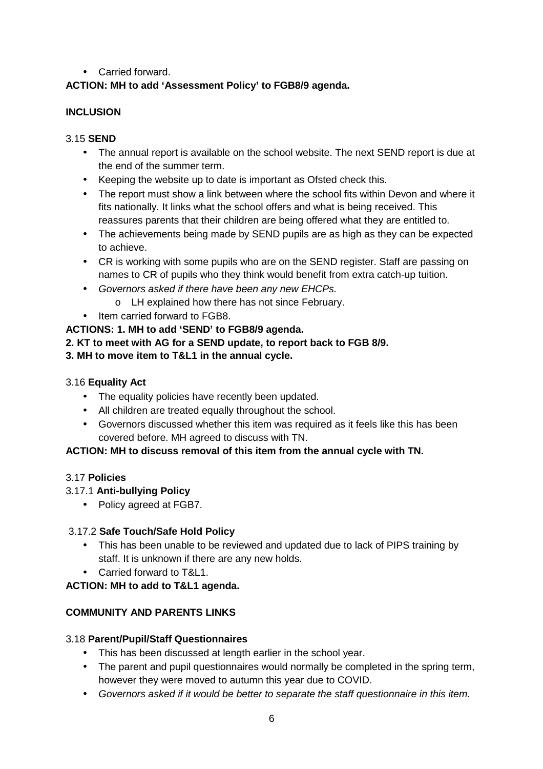- Carried forward.

**ACTION: MH to add 'Assessment Policy' to FGB8/9 agenda.**

**INCLUSION**

3.15 **SEND**

- The annual report is available on the school website. The next SEND report is due at the end of the summer term.
- Keeping the website up to date is important as Ofsted check this.
- The report must show a link between where the school fits within Devon and where it fits nationally. It links what the school offers and what is being received. This reassures parents that their children are being offered what they are entitled to.
- The achievements being made by SEND pupils are as high as they can be expected to achieve.
- CR is working with some pupils who are on the SEND register. Staff are passing on names to CR of pupils who they think would benefit from extra catch-up tuition.
- *Governors asked if there have been any new EHCPs.*
    - LH explained how there has not since February.
- Item carried forward to FGB8.

**ACTIONS: 1. MH to add 'SEND' to FGB8/9 agenda.**

**2. KT to meet with AG for a SEND update, to report back to FGB 8/9.**

**3. MH to move item to T&L1 in the annual cycle.**

3.16 **Equality Act**

- The equality policies have recently been updated.
- All children are treated equally throughout the school.
- Governors discussed whether this item was required as it feels like this has been covered before. MH agreed to discuss with TN.

**ACTION: MH to discuss removal of this item from the annual cycle with TN.**

3.17 **Policies**

3.17.1 **Anti-bullying Policy**

- Policy agreed at FGB7.

3.17.2 **Safe Touch/Safe Hold Policy**

- This has been unable to be reviewed and updated due to lack of PIPS training by staff. It is unknown if there are any new holds.
- Carried forward to T&L1.

**ACTION: MH to add to T&L1 agenda.**

**COMMUNITY AND PARENTS LINKS**

3.18 **Parent/Pupil/Staff Questionnaires**

- This has been discussed at length earlier in the school year.
- The parent and pupil questionnaires would normally be completed in the spring term, however they were moved to autumn this year due to COVID.
- *Governors asked if it would be better to separate the staff questionnaire in this item.*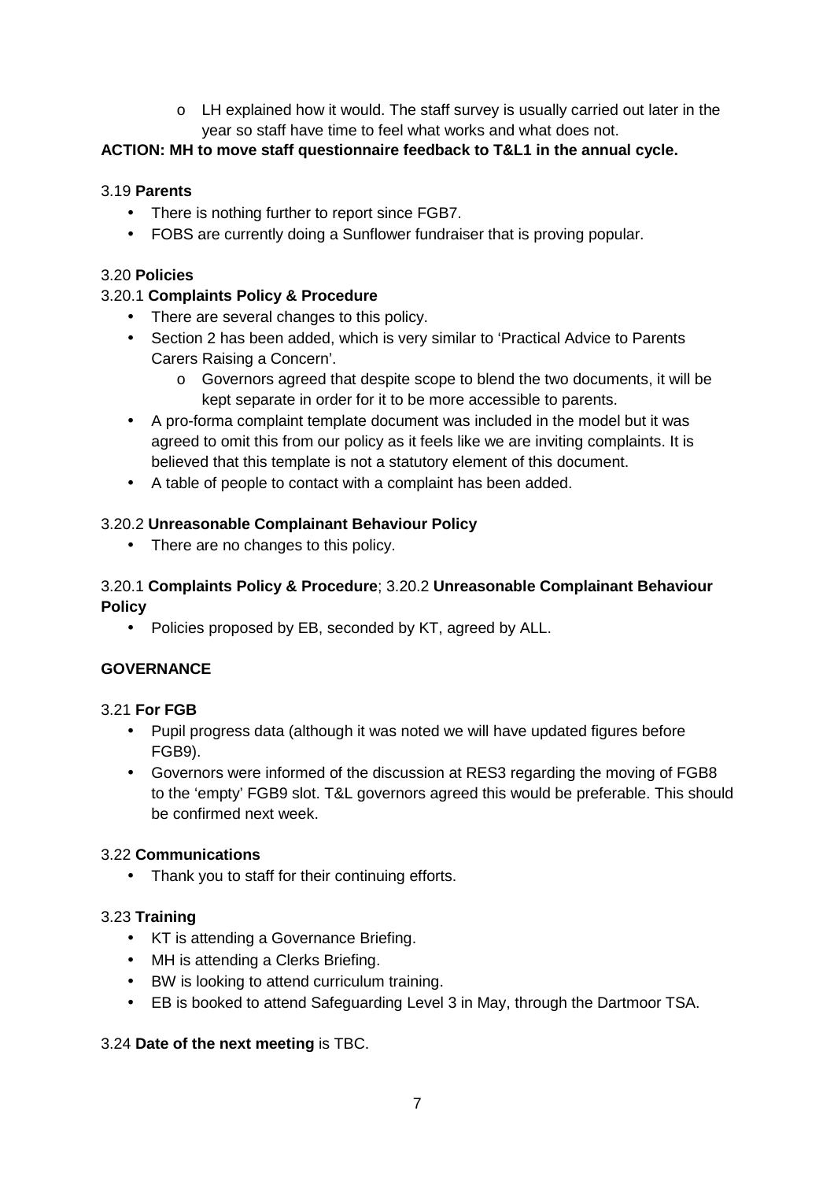- LH explained how it would. The staff survey is usually carried out later in the year so staff have time to feel what works and what does not.

**ACTION: MH to move staff questionnaire feedback to T&L1 in the annual cycle.**

3.19 **Parents**

- There is nothing further to report since FGB7.
- FOBS are currently doing a Sunflower fundraiser that is proving popular.

3.20 **Policies**

3.20.1 **Complaints Policy & Procedure**

- There are several changes to this policy.
- Section 2 has been added, which is very similar to 'Practical Advice to Parents Carers Raising a Concern'.
  - Governors agreed that despite scope to blend the two documents, it will be kept separate in order for it to be more accessible to parents.
- A pro-forma complaint template document was included in the model but it was agreed to omit this from our policy as it feels like we are inviting complaints. It is believed that this template is not a statutory element of this document.
- A table of people to contact with a complaint has been added.

3.20.2 **Unreasonable Complainant Behaviour Policy**

- There are no changes to this policy.

3.20.1 **Complaints Policy & Procedure**; 3.20.2 **Unreasonable Complainant Behaviour Policy**

- Policies proposed by EB, seconded by KT, agreed by ALL.

**GOVERNANCE**

3.21 **For FGB**

- Pupil progress data (although it was noted we will have updated figures before FGB9).
- Governors were informed of the discussion at RES3 regarding the moving of FGB8 to the 'empty' FGB9 slot. T&L governors agreed this would be preferable. This should be confirmed next week.

3.22 **Communications**

- Thank you to staff for their continuing efforts.

3.23 **Training**

- KT is attending a Governance Briefing.
- MH is attending a Clerks Briefing.
- BW is looking to attend curriculum training.
- EB is booked to attend Safeguarding Level 3 in May, through the Dartmoor TSA.

3.24 **Date of the next meeting** is TBC.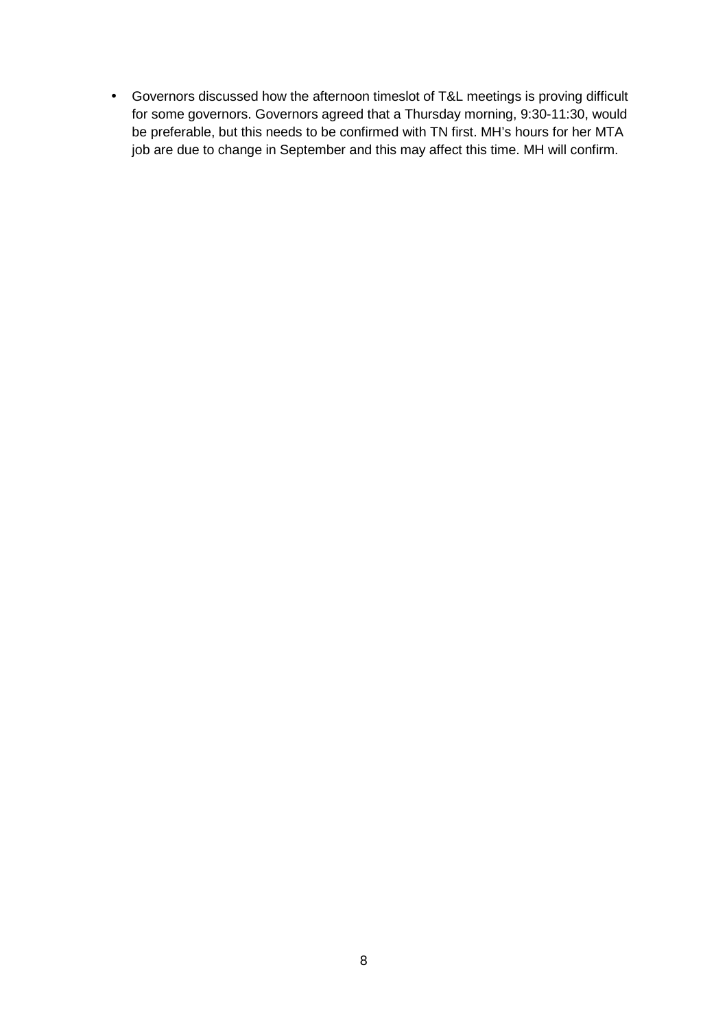- Governors discussed how the afternoon timeslot of T&L meetings is proving difficult for some governors. Governors agreed that a Thursday morning, 9:30-11:30, would be preferable, but this needs to be confirmed with TN first. MH's hours for her MTA job are due to change in September and this may affect this time. MH will confirm.